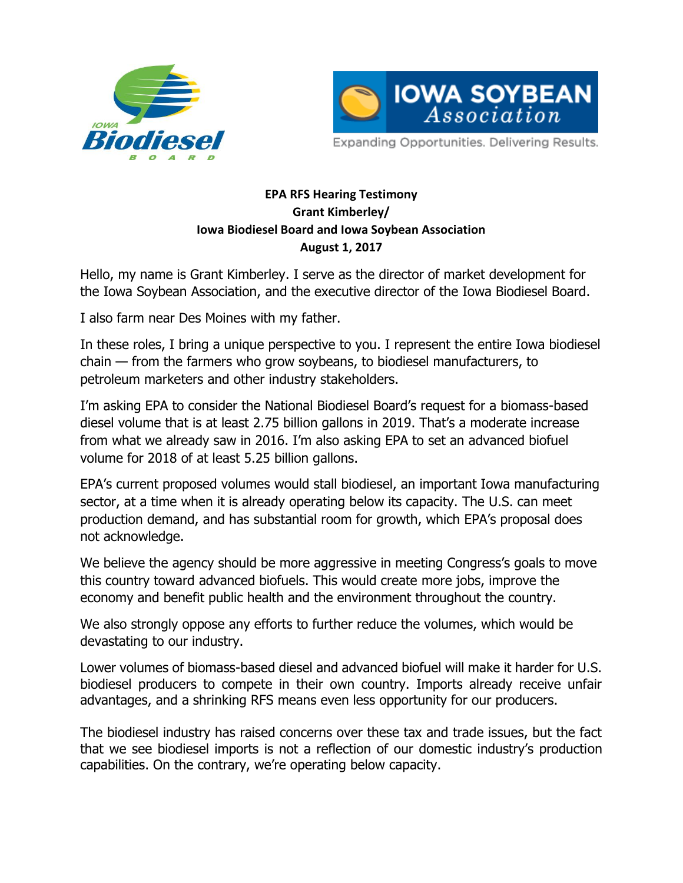**EPA RFS Hearing Testimony**
**Grant Kimberley/**
**Iowa Biodiesel Board and Iowa Soybean Association**
**August 1, 2017**

Hello, my name is Grant Kimberley. I serve as the director of market development for the Iowa Soybean Association, and the executive director of the Iowa Biodiesel Board.

I also farm near Des Moines with my father.

In these roles, I bring a unique perspective to you. I represent the entire Iowa biodiesel chain — from the farmers who grow soybeans, to biodiesel manufacturers, to petroleum marketers and other industry stakeholders.

I'm asking EPA to consider the National Biodiesel Board's request for a biomass-based diesel volume that is at least 2.75 billion gallons in 2019. That's a moderate increase from what we already saw in 2016. I'm also asking EPA to set an advanced biofuel volume for 2018 of at least 5.25 billion gallons.

EPA's current proposed volumes would stall biodiesel, an important Iowa manufacturing sector, at a time when it is already operating below its capacity. The U.S. can meet production demand, and has substantial room for growth, which EPA's proposal does not acknowledge.

We believe the agency should be more aggressive in meeting Congress's goals to move this country toward advanced biofuels. This would create more jobs, improve the economy and benefit public health and the environment throughout the country.

We also strongly oppose any efforts to further reduce the volumes, which would be devastating to our industry.

Lower volumes of biomass-based diesel and advanced biofuel will make it harder for U.S. biodiesel producers to compete in their own country. Imports already receive unfair advantages, and a shrinking RFS means even less opportunity for our producers.

The biodiesel industry has raised concerns over these tax and trade issues, but the fact that we see biodiesel imports is not a reflection of our domestic industry's production capabilities. On the contrary, we're operating below capacity.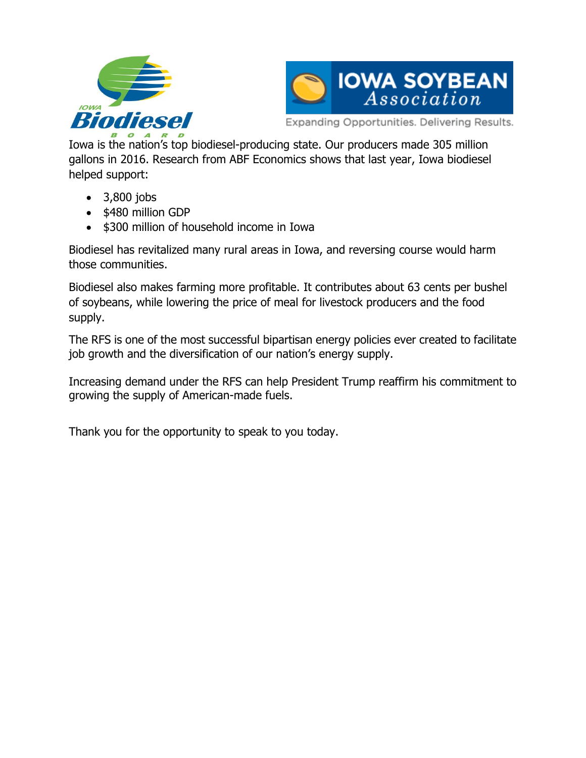Iowa is the nation's top biodiesel-producing state. Our producers made 305 million gallons in 2016. Research from ABF Economics shows that last year, Iowa biodiesel helped support:

- 3,800 jobs
- $480 million GDP
- $300 million of household income in Iowa

Biodiesel has revitalized many rural areas in Iowa, and reversing course would harm those communities.

Biodiesel also makes farming more profitable. It contributes about 63 cents per bushel of soybeans, while lowering the price of meal for livestock producers and the food supply.

The RFS is one of the most successful bipartisan energy policies ever created to facilitate job growth and the diversification of our nation's energy supply.

Increasing demand under the RFS can help President Trump reaffirm his commitment to growing the supply of American-made fuels.

Thank you for the opportunity to speak to you today.